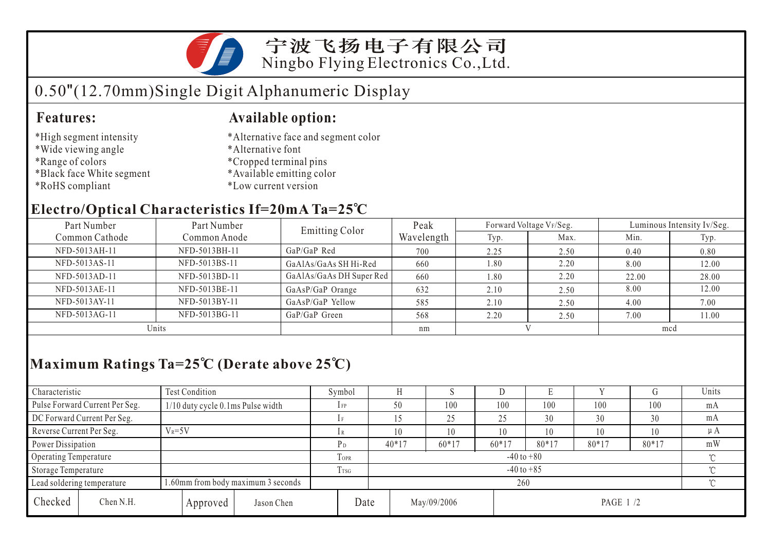# 宁波飞扬电子有限公司

Ningbo Flying Electronics Co.,Ltd.

## 0.50"(12.70mm)Single Digit Alphanumeric Display

### Features:

*High segment intensity
*Wide viewing angle
*Range of colors
*Black face White segment
*RoHS compliant

### Available option:

*Alternative face and segment color
*Alternative font
*Cropped terminal pins
*Available emitting color
*Low current version

### Electro/Optical Characteristics If=20mA Ta=25℃

| Part Number Common Cathode | Part Number Common Anode | Emitting Color | Peak Wavelength | Forward Voltage $V_F$/Seg. | | Luminous Intensity Iv/Seg. | |
|---|---|---|---|---|---|---|---|
| | | | | Typ. | Max. | Min. | Typ. |
| NFD-5013AH-11 | NFD-5013BH-11 | GaP/GaP Red | 700 | 2.25 | 2.50 | 0.40 | 0.80 |
| NFD-5013AS-11 | NFD-5013BS-11 | GaAlAs/GaAs SH Hi-Red | 660 | 1.80 | 2.20 | 8.00 | 12.00 |
| NFD-5013AD-11 | NFD-5013BD-11 | GaAlAs/GaAs DH Super Red | 660 | 1.80 | 2.20 | 22.00 | 28.00 |
| NFD-5013AE-11 | NFD-5013BE-11 | GaAsP/GaP Orange | 632 | 2.10 | 2.50 | 8.00 | 12.00 |
| NFD-5013AY-11 | NFD-5013BY-11 | GaAsP/GaP Yellow | 585 | 2.10 | 2.50 | 4.00 | 7.00 |
| NFD-5013AG-11 | NFD-5013BG-11 | GaP/GaP Green | 568 | 2.20 | 2.50 | 7.00 | 11.00 |
| Units | | | nm | V | | mcd | |

### Maximum Ratings Ta=25℃ (Derate above 25℃)

| Characteristic | Test Condition | Symbol | H | S | D | E | Y | G | Units |
|---|---|---|---|---|---|---|---|---|---|
| Pulse Forward Current Per Seg. | 1/10 duty cycle 0.1ms Pulse width | $I_{FP}$ | 50 | 100 | 100 | 100 | 100 | 100 | mA |
| DC Forward Current Per Seg. | | $I_F$ | 15 | 25 | 25 | 30 | 30 | 30 | mA |
| Reverse Current Per Seg. | $V_R$=5V | $I_R$ | 10 | 10 | 10 | 10 | 10 | 10 | μA |
| Power Dissipation | | $P_D$ | 40*17 | 60*17 | 60*17 | 80*17 | 80*17 | 80*17 | mW |
| Operating Temperature | | $T_{OPR}$ | -40 to +80 | | | | | | ℃ |
| Storage Temperature | | $T_{TSG}$ | -40 to +85 | | | | | | ℃ |
| Lead soldering temperature | 1.60mm from body maximum 3 seconds | | 260 | | | | | | ℃ |

| Checked | Chen N.H. | Approved | Jason Chen | Date | May/09/2006 |
|---|---|---|---|---|---|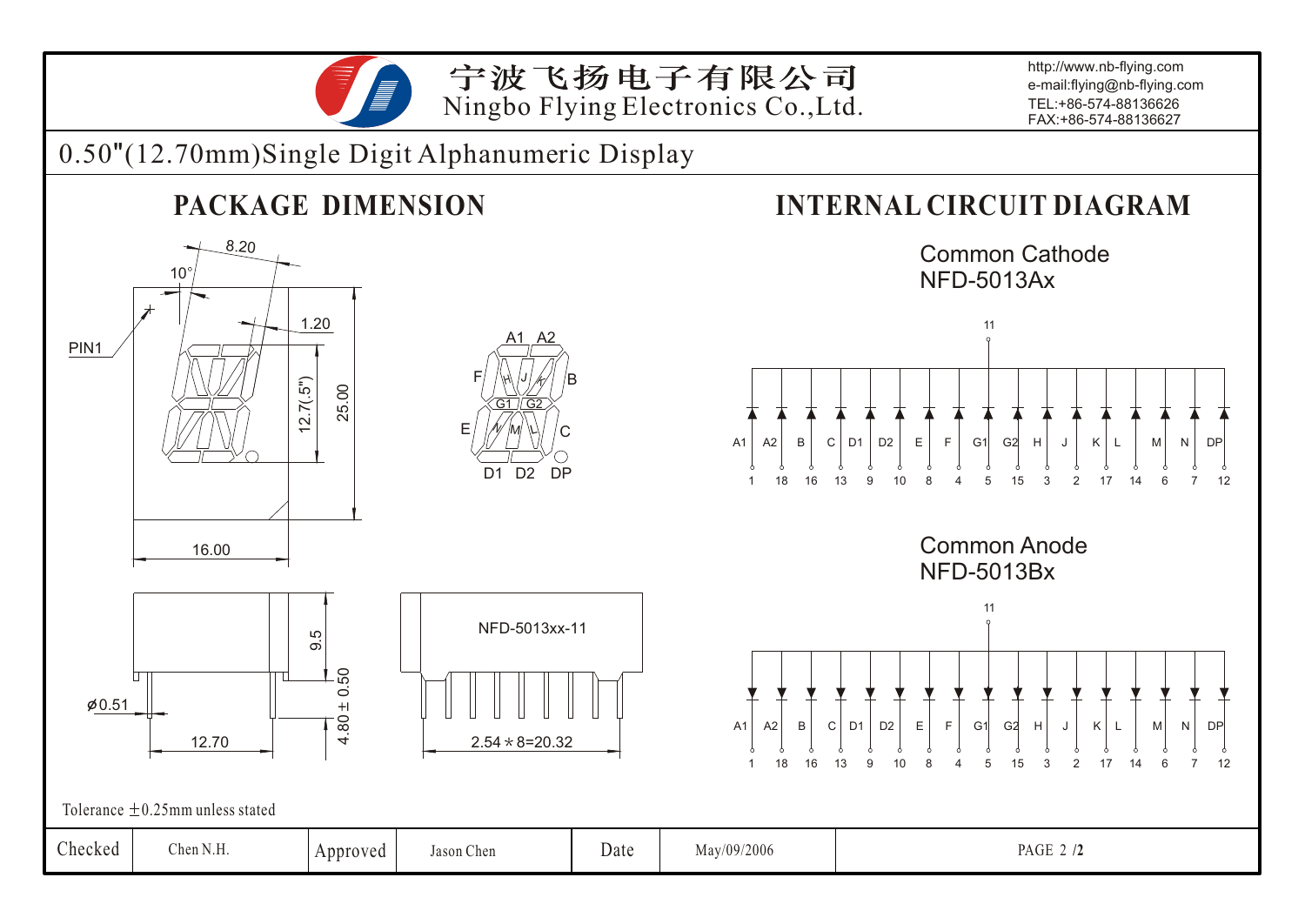宁波飞扬电子有限公司
Ningbo Flying Electronics Co.,Ltd.

http://www.nb-flying.com
e-mail:flying@nb-flying.com
TEL:+86-574-88136626
FAX:+86-574-88136627

0.50"(12.70mm)Single Digit Alphanumeric Display

## PACKAGE DIMENSION

8.20
10°
PIN1
1.20
12.7(.5")
25.00
16.00

A1 A2
F H J K B
G1 G2
E N M L C
D1 D2 DP

9.5
ø0.51
4.80±0.50
12.70

NFD-5013xx-11
2.54*8=20.32

Tolerance ±0.25mm unless stated

## INTERNAL CIRCUIT DIAGRAM

### Common Cathode
NFD-5013Ax

11

A1 A2 B C D1 D2 E F G1 G2 H J K L M N DP

1 18 16 13 9 10 8 4 5 15 3 2 17 14 6 7 12

### Common Anode
NFD-5013Bx

11

A1 A2 B C D1 D2 E F G1 G2 H J K L M N DP

1 18 16 13 9 10 8 4 5 15 3 2 17 14 6 7 12

| Checked | Chen N.H. | Approved | Jason Chen | Date | May/09/2006 | PAGE 2 /2 |
| --- | --- | --- | --- | --- | --- | --- |